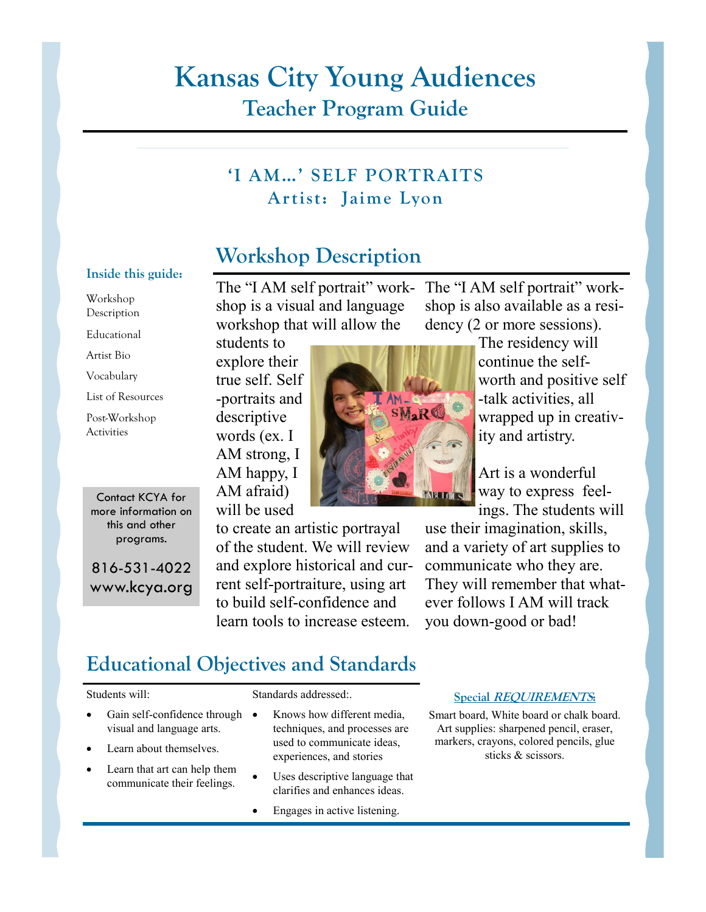# Kansas City Young Audiences

## Teacher Program Guide

### 'I AM...' SELF PORTRAITS

### Artist: Jaime Lyon

**Inside this guide:**

- Workshop Description
- Educational
- Artist Bio
- Vocabulary
- List of Resources
- Post-Workshop Activities

Contact KCYA for more information on this and other programs.

816-531-4022
www.kcya.org

## Workshop Description

The "I AM self portrait" workshop is a visual and language workshop that will allow the students to explore their true self. Self-portraits and descriptive words (ex. I AM strong, I AM happy, I AM afraid) will be used to create an artistic portrayal of the student. We will review and explore historical and current self-portraiture, using art to build self-confidence and learn tools to increase esteem.

The "I AM self portrait" workshop is also available as a residency (2 or more sessions). The residency will continue the self-worth and positive self-talk activities, all wrapped up in creativity and artistry.

Art is a wonderful way to express feelings. The students will use their imagination, skills, and a variety of art supplies to communicate who they are. They will remember that whatever follows I AM will track you down-good or bad!

## Educational Objectives and Standards

Students will:

- Gain self-confidence through visual and language arts.
- Learn about themselves.
- Learn that art can help them communicate their feelings.

Standards addressed:.

- Knows how different media, techniques, and processes are used to communicate ideas, experiences, and stories
- Uses descriptive language that clarifies and enhances ideas.
- Engages in active listening.

**Special *REQUIREMENTS*:**

Smart board, White board or chalk board. Art supplies: sharpened pencil, eraser, markers, crayons, colored pencils, glue sticks & scissors.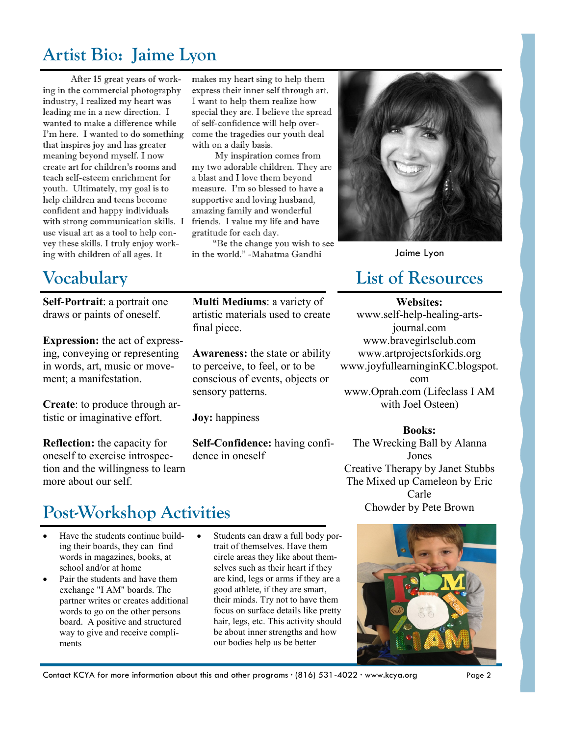# Artist Bio: Jaime Lyon

After 15 great years of working in the commercial photography industry, I realized my heart was leading me in a new direction. I wanted to make a difference while I'm here. I wanted to do something that inspires joy and has greater meaning beyond myself. I now create art for children's rooms and teach self-esteem enrichment for youth. Ultimately, my goal is to help children and teens become confident and happy individuals with strong communication skills. I use visual art as a tool to help convey these skills. I truly enjoy working with children of all ages. It makes my heart sing to help them express their inner self through art. I want to help them realize how special they are. I believe the spread of self-confidence will help overcome the tragedies our youth deal with on a daily basis.

My inspiration comes from my two adorable children. They are a blast and I love them beyond measure. I'm so blessed to have a supportive and loving husband, amazing family and wonderful friends. I value my life and have gratitude for each day.

"Be the change you wish to see in the world." -Mahatma Gandhi

Jaime Lyon

# Vocabulary

**Self-Portrait**: a portrait one draws or paints of oneself.

**Expression:** the act of expressing, conveying or representing in words, art, music or movement; a manifestation.

**Create**: to produce through artistic or imaginative effort.

**Reflection:** the capacity for oneself to exercise introspection and the willingness to learn more about our self.

**Multi Mediums**: a variety of artistic materials used to create final piece.

**Awareness:** the state or ability to perceive, to feel, or to be conscious of events, objects or sensory patterns.

**Joy:** happiness

**Self-Confidence:** having confidence in oneself

# List of Resources

**Websites:**

www.self-help-healing-arts-journal.com
www.bravegirlsclub.com
www.artprojectsforkids.org
www.joyfullearninginKC.blogspot.com
www.Oprah.com (Lifeclass I AM with Joel Osteen)

**Books:**

The Wrecking Ball by Alanna Jones
Creative Therapy by Janet Stubbs
The Mixed up Cameleon by Eric Carle
Chowder by Pete Brown

# Post-Workshop Activities

- Have the students continue building their boards, they can find words in magazines, books, at school and/or at home
- Pair the students and have them exchange "I AM" boards. The partner writes or creates additional words to go on the other persons board. A positive and structured way to give and receive compliments
- Students can draw a full body portrait of themselves. Have them circle areas they like about themselves such as their heart if they are kind, legs or arms if they are a good athlete, if they are smart, their minds. Try not to have them focus on surface details like pretty hair, legs, etc. This activity should be about inner strengths and how our bodies help us be better

Contact KCYA for more information about this and other programs · (816) 531-4022 · www.kcya.org